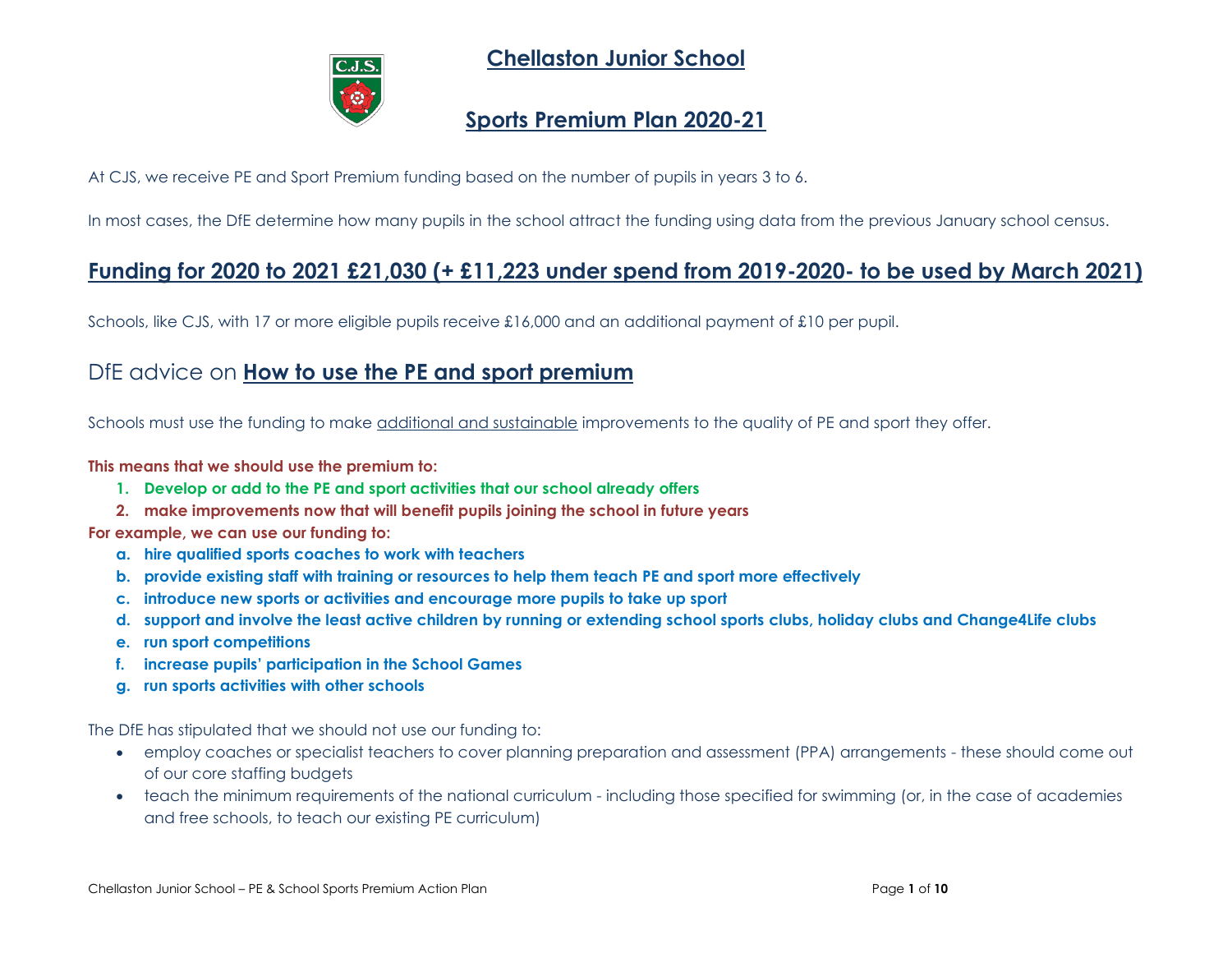# Chellaston Junior School

## Sports Premium Plan 2020-21

At CJS, we receive PE and Sport Premium funding based on the number of pupils in years 3 to 6.

In most cases, the DfE determine how many pupils in the school attract the funding using data from the previous January school census.

## Funding for 2020 to 2021 £21,030 (+ £11,223 under spend from 2019-2020- to be used by March 2021)

Schools, like CJS, with 17 or more eligible pupils receive £16,000 and an additional payment of £10 per pupil.

## DfE advice on **How to use the PE and sport premium**

Schools must use the funding to make additional and sustainable improvements to the quality of PE and sport they offer.

**This means that we should use the premium to:**

1. **Develop or add to the PE and sport activities that our school already offers**
2. **make improvements now that will benefit pupils joining the school in future years**

**For example, we can use our funding to:**

a. **hire qualified sports coaches to work with teachers**
b. **provide existing staff with training or resources to help them teach PE and sport more effectively**
c. **introduce new sports or activities and encourage more pupils to take up sport**
d. **support and involve the least active children by running or extending school sports clubs, holiday clubs and Change4Life clubs**
e. **run sport competitions**
f. **increase pupils' participation in the School Games**
g. **run sports activities with other schools**

The DfE has stipulated that we should not use our funding to:

- employ coaches or specialist teachers to cover planning preparation and assessment (PPA) arrangements - these should come out of our core staffing budgets
- teach the minimum requirements of the national curriculum - including those specified for swimming (or, in the case of academies and free schools, to teach our existing PE curriculum)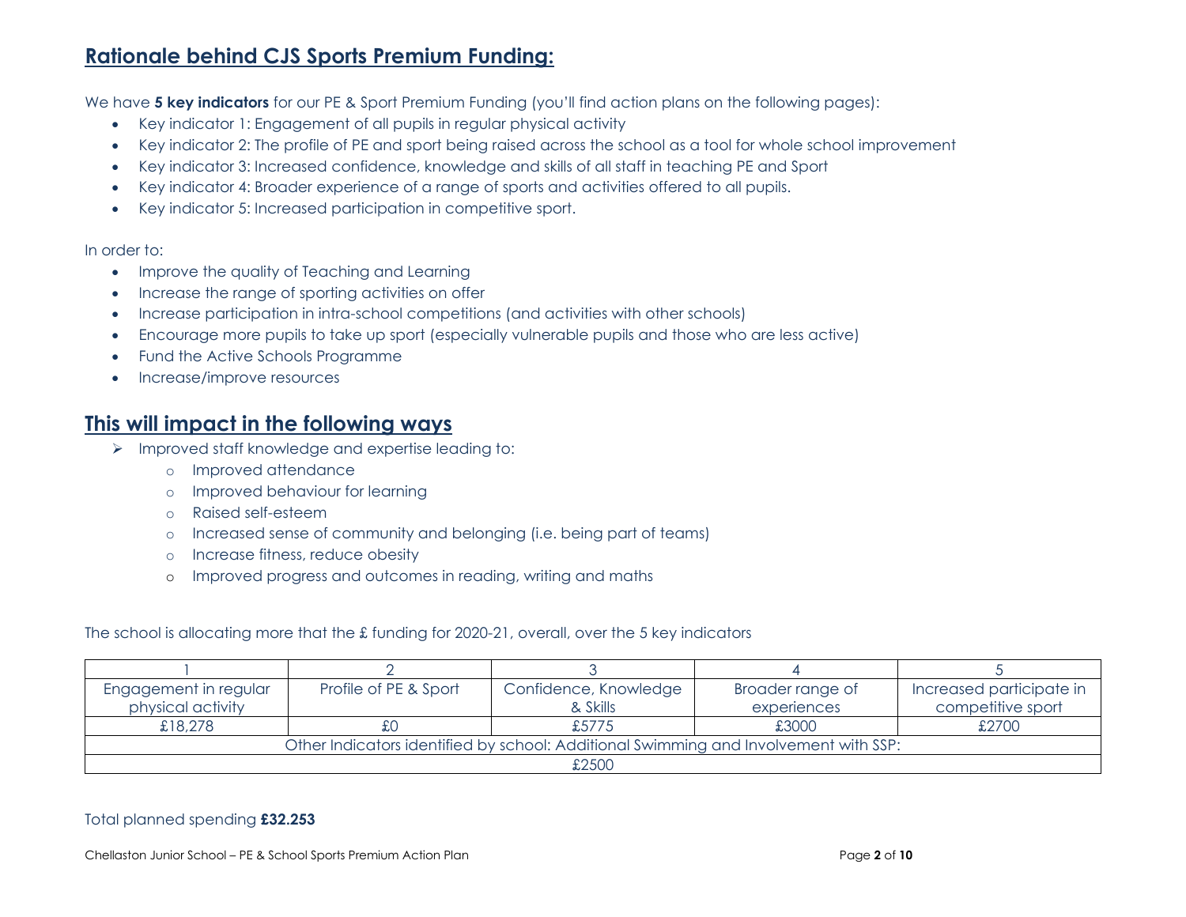## Rationale behind CJS Sports Premium Funding:

We have **5 key indicators** for our PE & Sport Premium Funding (you'll find action plans on the following pages):

- Key indicator 1: Engagement of all pupils in regular physical activity
- Key indicator 2: The profile of PE and sport being raised across the school as a tool for whole school improvement
- Key indicator 3: Increased confidence, knowledge and skills of all staff in teaching PE and Sport
- Key indicator 4: Broader experience of a range of sports and activities offered to all pupils.
- Key indicator 5: Increased participation in competitive sport.

In order to:

- Improve the quality of Teaching and Learning
- Increase the range of sporting activities on offer
- Increase participation in intra-school competitions (and activities with other schools)
- Encourage more pupils to take up sport (especially vulnerable pupils and those who are less active)
- Fund the Active Schools Programme
- Increase/improve resources

## This will impact in the following ways

- Improved staff knowledge and expertise leading to:
  - Improved attendance
  - Improved behaviour for learning
  - Raised self-esteem
  - Increased sense of community and belonging (i.e. being part of teams)
  - Increase fitness, reduce obesity
  - Improved progress and outcomes in reading, writing and maths

The school is allocating more that the £ funding for 2020-21, overall, over the 5 key indicators

| 1 | 2 | 3 | 4 | 5 |
|---|---|---|---|---|
| Engagement in regular physical activity | Profile of PE & Sport | Confidence, Knowledge & Skills | Broader range of experiences | Increased participate in competitive sport |
| £18,278 | £0 | £5775 | £3000 | £2700 |
| Other Indicators identified by school: Additional Swimming and Involvement with SSP: | | | | |
| £2500 | | | | |

Total planned spending **£32.253**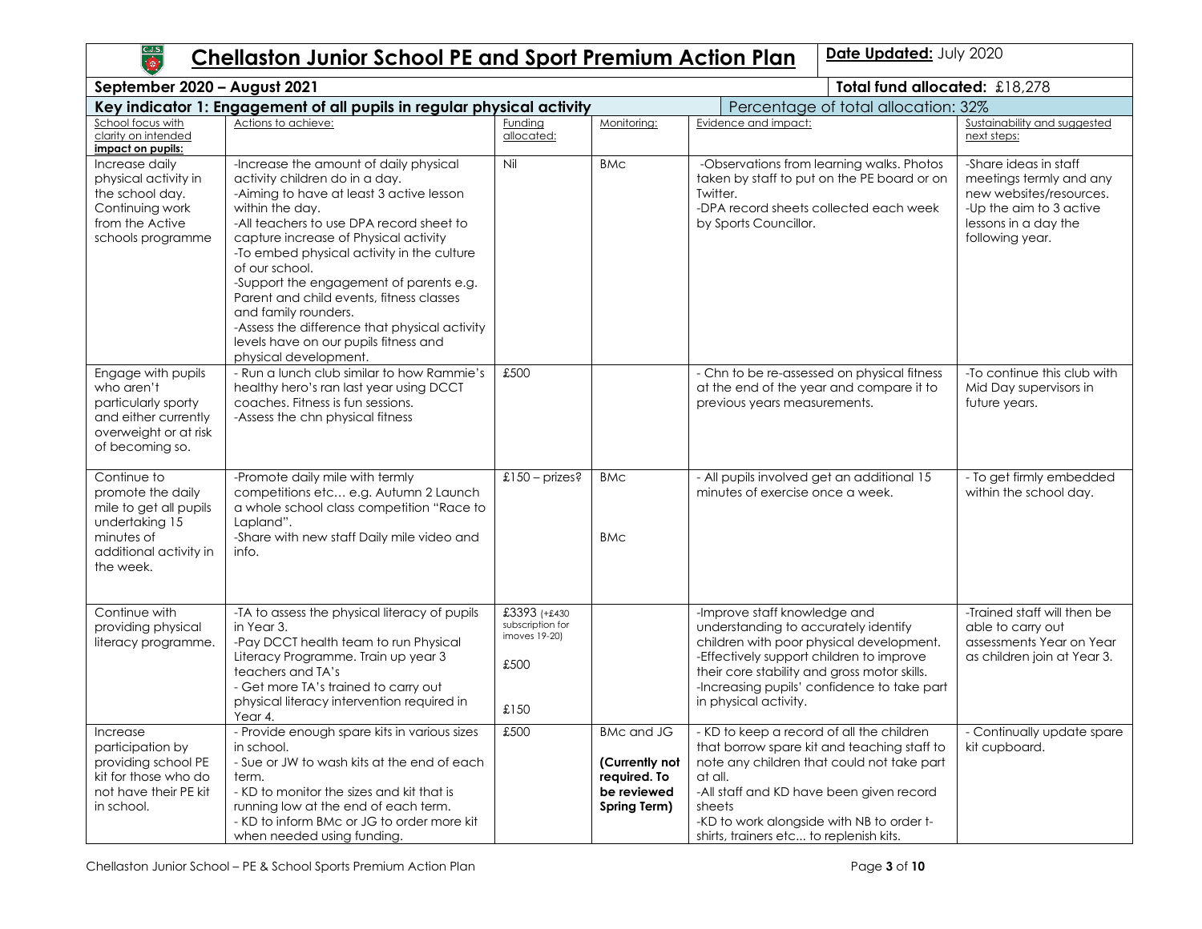# Chellaston Junior School PE and Sport Premium Action Plan

**Date Updated:** July 2020

**September 2020 – August 2021**

**Total fund allocated:** £18,278

| **Key indicator 1: Engagement of all pupils in regular physical activity** | | | | Percentage of total allocation: 32% | |
|---|---|---|---|---|---|
| School focus with clarity on intended **impact on pupils:** | Actions to achieve: | Funding allocated: | Monitoring: | Evidence and impact: | Sustainability and suggested next steps: |
| Increase daily physical activity in the school day. Continuing work from the Active schools programme | -Increase the amount of daily physical activity children do in a day.<br>-Aiming to have at least 3 active lesson within the day.<br>-All teachers to use DPA record sheet to capture increase of Physical activity<br>-To embed physical activity in the culture of our school.<br>-Support the engagement of parents e.g. Parent and child events, fitness classes and family rounders.<br>-Assess the difference that physical activity levels have on our pupils fitness and physical development. | Nil | BMc | -Observations from learning walks. Photos taken by staff to put on the PE board or on Twitter.<br>-DPA record sheets collected each week by Sports Councillor. | -Share ideas in staff meetings termly and any new websites/resources.<br>-Up the aim to 3 active lessons in a day the following year. |
| Engage with pupils who aren't particularly sporty and either currently overweight or at risk of becoming so. | - Run a lunch club similar to how Rammie's healthy hero's ran last year using DCCT coaches. Fitness is fun sessions.<br>-Assess the chn physical fitness | £500 | | - Chn to be re-assessed on physical fitness at the end of the year and compare it to previous years measurements. | -To continue this club with Mid Day supervisors in future years. |
| Continue to promote the daily mile to get all pupils undertaking 15 minutes of additional activity in the week. | -Promote daily mile with termly competitions etc… e.g. Autumn 2 Launch a whole school class competition "Race to Lapland".<br>-Share with new staff Daily mile video and info. | £150 – prizes? | BMc<br><br>BMc | - All pupils involved get an additional 15 minutes of exercise once a week. | - To get firmly embedded within the school day. |
| Continue with providing physical literacy programme. | -TA to assess the physical literacy of pupils in Year 3.<br>-Pay DCCT health team to run Physical Literacy Programme. Train up year 3 teachers and TA's<br>- Get more TA's trained to carry out physical literacy intervention required in Year 4. | £3393 (+£430 subscription for imoves 19-20)<br><br>£500<br><br>£150 | | -Improve staff knowledge and understanding to accurately identify children with poor physical development.<br>-Effectively support children to improve their core stability and gross motor skills.<br>-Increasing pupils' confidence to take part in physical activity. | -Trained staff will then be able to carry out assessments Year on Year as children join at Year 3. |
| Increase participation by providing school PE kit for those who do not have their PE kit in school. | - Provide enough spare kits in various sizes in school.<br>- Sue or JW to wash kits at the end of each term.<br>- KD to monitor the sizes and kit that is running low at the end of each term.<br>- KD to inform BMc or JG to order more kit when needed using funding. | £500 | BMc and JG<br><br>**(Currently not required. To be reviewed Spring Term)** | - KD to keep a record of all the children that borrow spare kit and teaching staff to note any children that could not take part at all.<br>-All staff and KD have been given record sheets<br>-KD to work alongside with NB to order t-shirts, trainers etc... to replenish kits. | - Continually update spare kit cupboard. |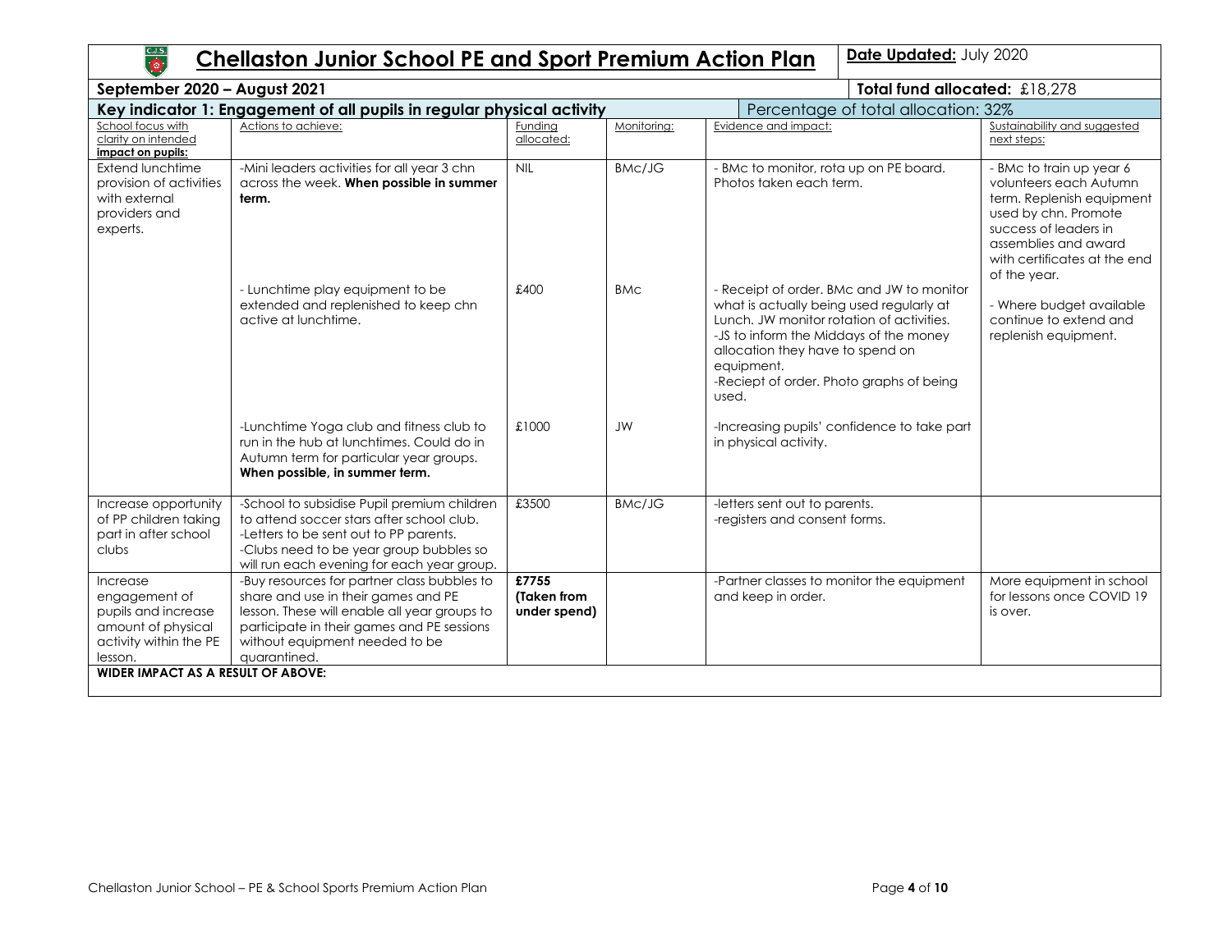# Chellaston Junior School PE and Sport Premium Action Plan

**Date Updated:** July 2020

**September 2020 – August 2021**

**Total fund allocated:** £18,278

| **Key indicator 1: Engagement of all pupils in regular physical activity** | | | | Percentage of total allocation: 32% | |
|---|---|---|---|---|---|
| School focus with clarity on intended **impact on pupils:** | Actions to achieve: | Funding allocated: | Monitoring: | Evidence and impact: | Sustainability and suggested next steps: |
| Extend lunchtime provision of activities with external providers and experts. | -Mini leaders activities for all year 3 chn across the week. **When possible in summer term.** | NIL | BMc/JG | - BMc to monitor, rota up on PE board. Photos taken each term. | - BMc to train up year 6 volunteers each Autumn term. Replenish equipment used by chn. Promote success of leaders in assemblies and award with certificates at the end of the year. |
| | - Lunchtime play equipment to be extended and replenished to keep chn active at lunchtime. | £400 | BMc | - Receipt of order. BMc and JW to monitor what is actually being used regularly at Lunch. JW monitor rotation of activities. -JS to inform the Middays of the money allocation they have to spend on equipment. -Reciept of order. Photo graphs of being used. | - Where budget available continue to extend and replenish equipment. |
| | -Lunchtime Yoga club and fitness club to run in the hub at lunchtimes. Could do in Autumn term for particular year groups. **When possible, in summer term.** | £1000 | JW | -Increasing pupils' confidence to take part in physical activity. | |
| Increase opportunity of PP children taking part in after school clubs | -School to subsidise Pupil premium children to attend soccer stars after school club. -Letters to be sent out to PP parents. -Clubs need to be year group bubbles so will run each evening for each year group. | £3500 | BMc/JG | -letters sent out to parents. -registers and consent forms. | |
| Increase engagement of pupils and increase amount of physical activity within the PE lesson. | -Buy resources for partner class bubbles to share and use in their games and PE lesson. These will enable all year groups to participate in their games and PE sessions without equipment needed to be quarantined. | **£7755 (Taken from under spend)** | | -Partner classes to monitor the equipment and keep in order. | More equipment in school for lessons once COVID 19 is over. |
| **WIDER IMPACT AS A RESULT OF ABOVE:** | | | | | |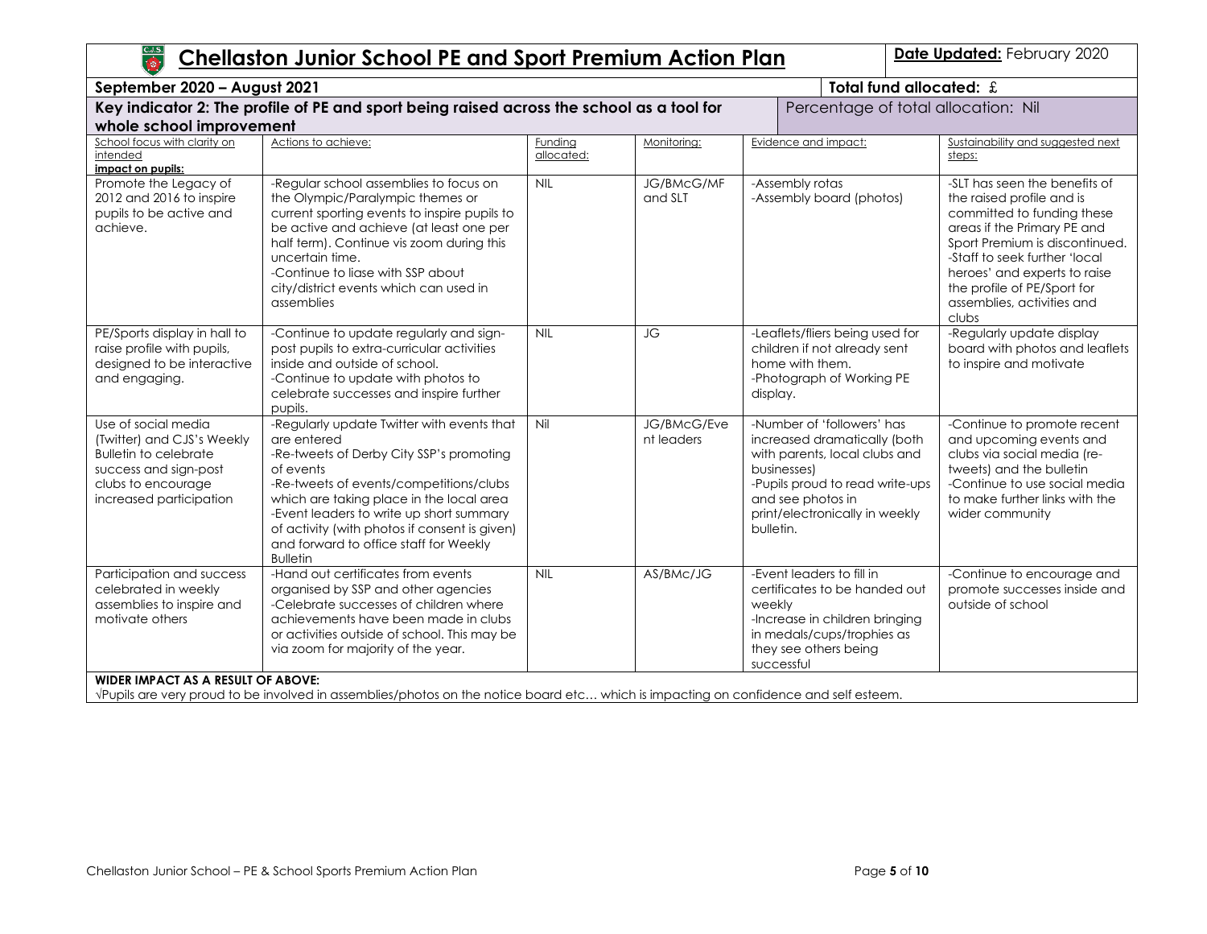# Chellaston Junior School PE and Sport Premium Action Plan

**Date Updated:** February 2020

**September 2020 – August 2021**

**Total fund allocated:** £

**Key indicator 2: The profile of PE and sport being raised across the school as a tool for whole school improvement**

Percentage of total allocation: Nil

| School focus with clarity on intended impact on pupils: | Actions to achieve: | Funding allocated: | Monitoring: | Evidence and impact: | Sustainability and suggested next steps: |
|---|---|---|---|---|---|
| Promote the Legacy of 2012 and 2016 to inspire pupils to be active and achieve. | -Regular school assemblies to focus on the Olympic/Paralympic themes or current sporting events to inspire pupils to be active and achieve (at least one per half term). Continue vis zoom during this uncertain time.<br>-Continue to liase with SSP about city/district events which can used in assemblies | NIL | JG/BMcG/MF and SLT | -Assembly rotas<br>-Assembly board (photos) | -SLT has seen the benefits of the raised profile and is committed to funding these areas if the Primary PE and Sport Premium is discontinued.<br>-Staff to seek further 'local heroes' and experts to raise the profile of PE/Sport for assemblies, activities and clubs |
| PE/Sports display in hall to raise profile with pupils, designed to be interactive and engaging. | -Continue to update regularly and sign-post pupils to extra-curricular activities inside and outside of school.<br>-Continue to update with photos to celebrate successes and inspire further pupils. | NIL | JG | -Leaflets/fliers being used for children if not already sent home with them.<br>-Photograph of Working PE display. | -Regularly update display board with photos and leaflets to inspire and motivate |
| Use of social media (Twitter) and CJS's Weekly Bulletin to celebrate success and sign-post clubs to encourage increased participation | -Regularly update Twitter with events that are entered<br>-Re-tweets of Derby City SSP's promoting of events<br>-Re-tweets of events/competitions/clubs which are taking place in the local area<br>-Event leaders to write up short summary of activity (with photos if consent is given) and forward to office staff for Weekly Bulletin | Nil | JG/BMcG/Event leaders | -Number of 'followers' has increased dramatically (both with parents, local clubs and businesses)<br>-Pupils proud to read write-ups and see photos in print/electronically in weekly bulletin. | -Continue to promote recent and upcoming events and clubs via social media (re-tweets) and the bulletin<br>-Continue to use social media to make further links with the wider community |
| Participation and success celebrated in weekly assemblies to inspire and motivate others | -Hand out certificates from events organised by SSP and other agencies<br>-Celebrate successes of children where achievements have been made in clubs or activities outside of school. This may be via zoom for majority of the year. | NIL | AS/BMc/JG | -Event leaders to fill in certificates to be handed out weekly<br>-Increase in children bringing in medals/cups/trophies as they see others being successful | -Continue to encourage and promote successes inside and outside of school |

**WIDER IMPACT AS A RESULT OF ABOVE:**

√Pupils are very proud to be involved in assemblies/photos on the notice board etc… which is impacting on confidence and self esteem.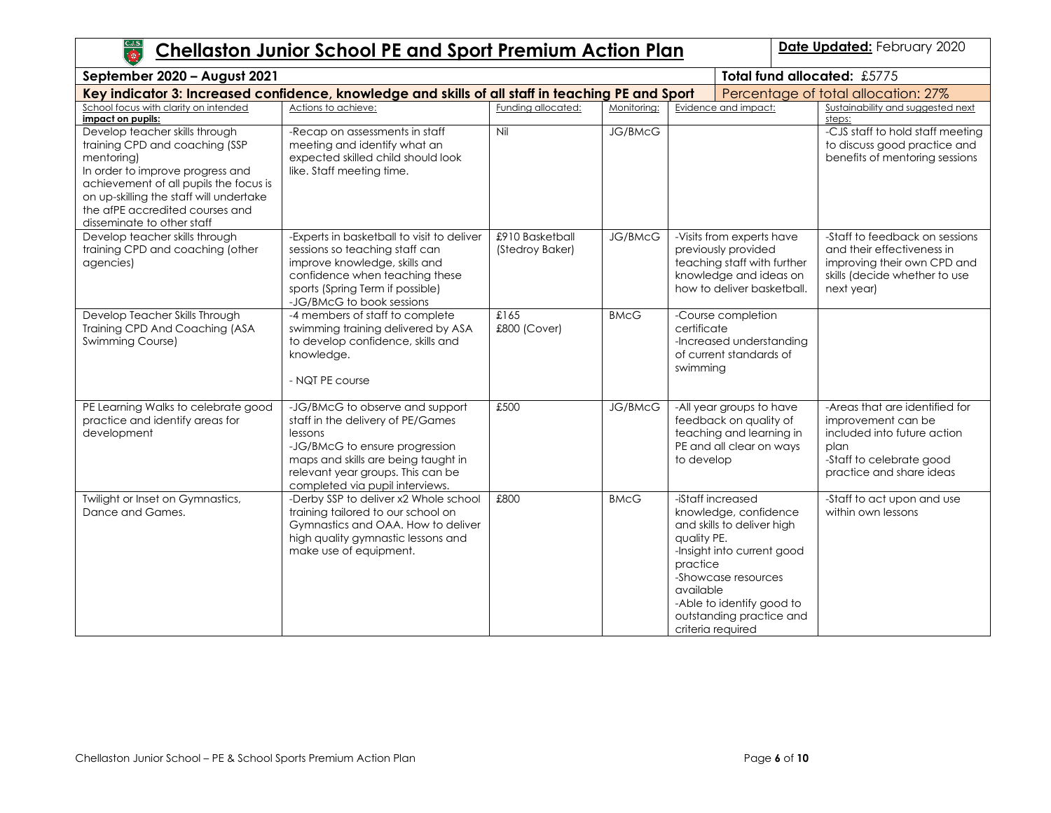# Chellaston Junior School PE and Sport Premium Action Plan

**Date Updated:** February 2020

**September 2020 – August 2021**

**Total fund allocated:** £5775

**Key indicator 3: Increased confidence, knowledge and skills of all staff in teaching PE and Sport**

Percentage of total allocation: 27%

| School focus with clarity on intended impact on pupils: | Actions to achieve: | Funding allocated: | Monitoring: | Evidence and impact: | Sustainability and suggested next steps: |
| --- | --- | --- | --- | --- | --- |
| Develop teacher skills through training CPD and coaching (SSP mentoring)<br>In order to improve progress and achievement of all pupils the focus is on up-skilling the staff will undertake the afPE accredited courses and disseminate to other staff | -Recap on assessments in staff meeting and identify what an expected skilled child should look like. Staff meeting time. | Nil | JG/BMcG | | -CJS staff to hold staff meeting to discuss good practice and benefits of mentoring sessions |
| Develop teacher skills through training CPD and coaching (other agencies) | -Experts in basketball to visit to deliver sessions so teaching staff can improve knowledge, skills and confidence when teaching these sports (Spring Term if possible)<br>-JG/BMcG to book sessions | £910 Basketball (Stedroy Baker) | JG/BMcG | -Visits from experts have previously provided teaching staff with further knowledge and ideas on how to deliver basketball. | -Staff to feedback on sessions and their effectiveness in improving their own CPD and skills (decide whether to use next year) |
| Develop Teacher Skills Through Training CPD And Coaching (ASA Swimming Course) | -4 members of staff to complete swimming training delivered by ASA to develop confidence, skills and knowledge.<br><br>- NQT PE course | £165<br>£800 (Cover) | BMcG | -Course completion certificate<br>-Increased understanding of current standards of swimming | |
| PE Learning Walks to celebrate good practice and identify areas for development | -JG/BMcG to observe and support staff in the delivery of PE/Games lessons<br>-JG/BMcG to ensure progression maps and skills are being taught in relevant year groups. This can be completed via pupil interviews. | £500 | JG/BMcG | -All year groups to have feedback on quality of teaching and learning in PE and all clear on ways to develop | -Areas that are identified for improvement can be included into future action plan<br>-Staff to celebrate good practice and share ideas |
| Twilight or Inset on Gymnastics, Dance and Games. | -Derby SSP to deliver x2 Whole school training tailored to our school on Gymnastics and OAA. How to deliver high quality gymnastic lessons and make use of equipment. | £800 | BMcG | -iStaff increased knowledge, confidence and skills to deliver high quality PE.<br>-Insight into current good practice<br>-Showcase resources available<br>-Able to identify good to outstanding practice and criteria required | -Staff to act upon and use within own lessons |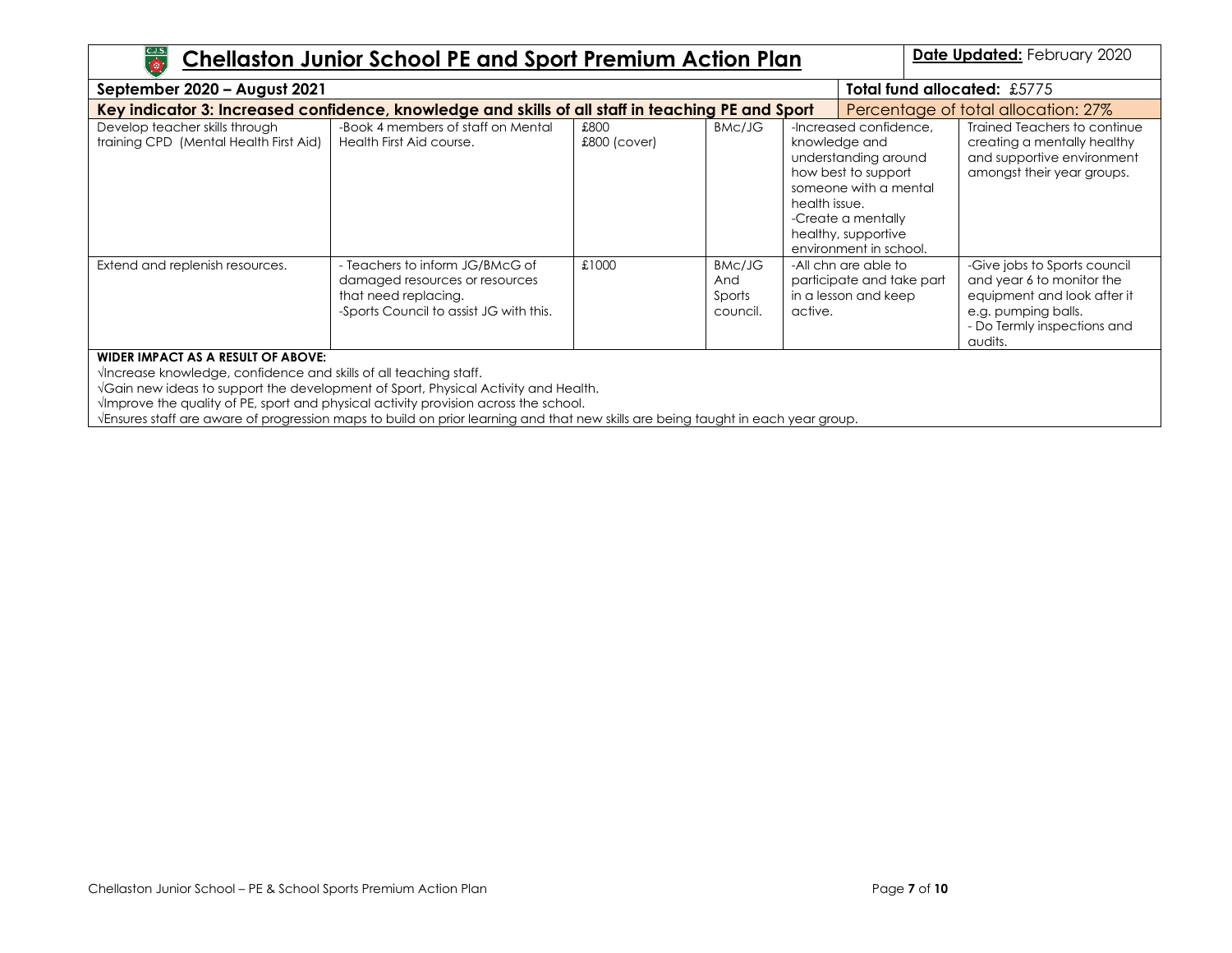# Chellaston Junior School PE and Sport Premium Action Plan

**Date Updated:** February 2020

| September 2020 – August 2021 | | | | | **Total fund allocated:** £5775 |
|---|---|---|---|---|---|
| **Key indicator 3: Increased confidence, knowledge and skills of all staff in teaching PE and Sport** | | | | | Percentage of total allocation: 27% |
| Develop teacher skills through training CPD (Mental Health First Aid) | -Book 4 members of staff on Mental Health First Aid course. | £800<br>£800 (cover) | BMc/JG | -Increased confidence, knowledge and understanding around how best to support someone with a mental health issue.<br>-Create a mentally healthy, supportive environment in school. | Trained Teachers to continue creating a mentally healthy and supportive environment amongst their year groups. |
| Extend and replenish resources. | - Teachers to inform JG/BMcG of damaged resources or resources that need replacing.<br>-Sports Council to assist JG with this. | £1000 | BMc/JG And Sports council. | -All chn are able to participate and take part in a lesson and keep active. | -Give jobs to Sports council and year 6 to monitor the equipment and look after it e.g. pumping balls.<br>- Do Termly inspections and audits. |

**WIDER IMPACT AS A RESULT OF ABOVE:**

√Increase knowledge, confidence and skills of all teaching staff.
√Gain new ideas to support the development of Sport, Physical Activity and Health.
√Improve the quality of PE, sport and physical activity provision across the school.
√Ensures staff are aware of progression maps to build on prior learning and that new skills are being taught in each year group.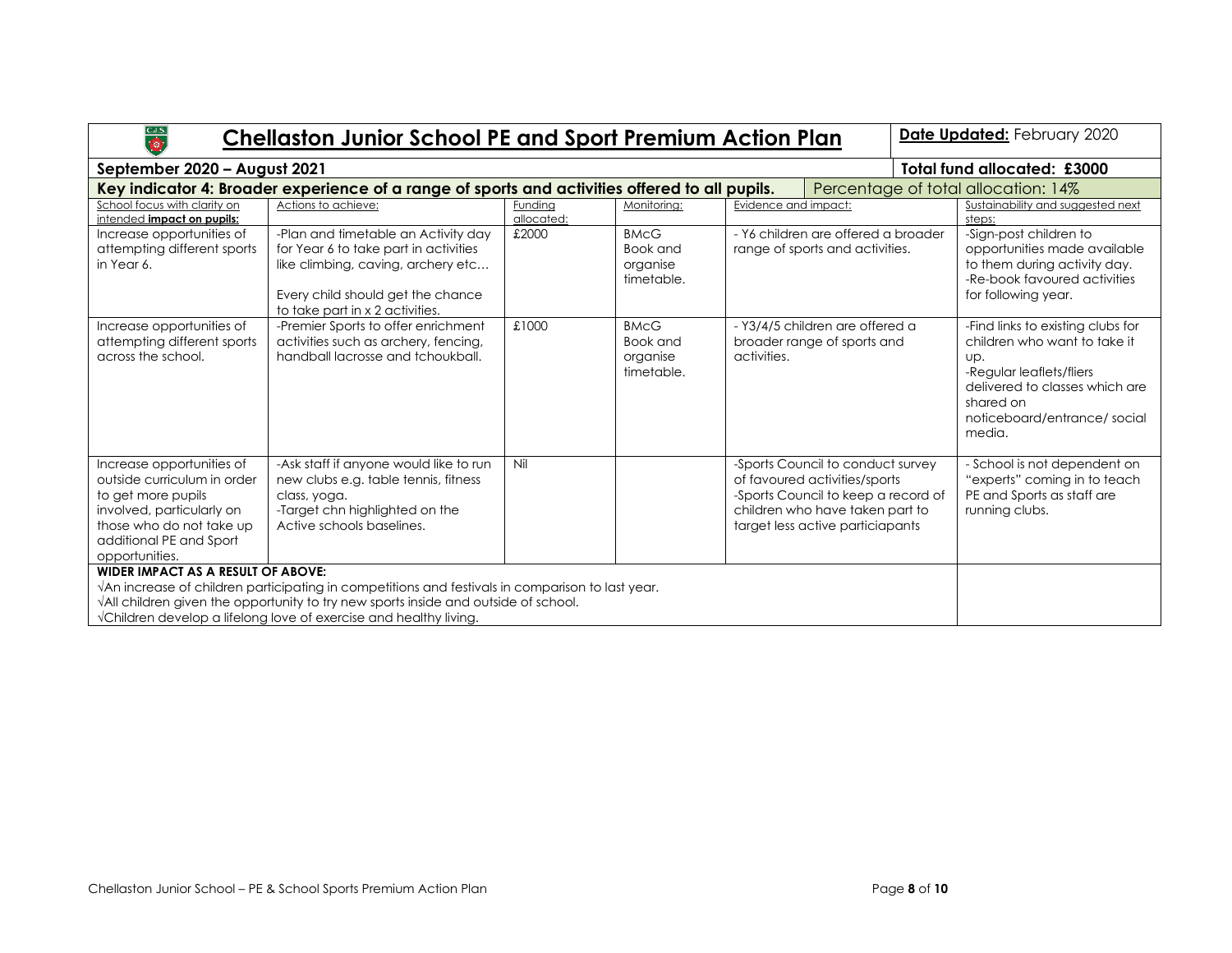# Chellaston Junior School PE and Sport Premium Action Plan

**Date Updated:** February 2020

**September 2020 – August 2021**

**Total fund allocated: £3000**

**Key indicator 4: Broader experience of a range of sports and activities offered to all pupils.**

Percentage of total allocation: 14%

| School focus with clarity on intended **impact on pupils:** | Actions to achieve: | Funding allocated: | Monitoring: | Evidence and impact: | Sustainability and suggested next steps: |
|---|---|---|---|---|---|
| Increase opportunities of attempting different sports in Year 6. | -Plan and timetable an Activity day for Year 6 to take part in activities like climbing, caving, archery etc… Every child should get the chance to take part in x 2 activities. | £2000 | BMcG Book and organise timetable. | - Y6 children are offered a broader range of sports and activities. | -Sign-post children to opportunities made available to them during activity day. -Re-book favoured activities for following year. |
| Increase opportunities of attempting different sports across the school. | -Premier Sports to offer enrichment activities such as archery, fencing, handball lacrosse and tchoukball. | £1000 | BMcG Book and organise timetable. | - Y3/4/5 children are offered a broader range of sports and activities. | -Find links to existing clubs for children who want to take it up. -Regular leaflets/fliers delivered to classes which are shared on noticeboard/entrance/ social media. |
| Increase opportunities of outside curriculum in order to get more pupils involved, particularly on those who do not take up additional PE and Sport opportunities. | -Ask staff if anyone would like to run new clubs e.g. table tennis, fitness class, yoga. -Target chn highlighted on the Active schools baselines. | Nil | | -Sports Council to conduct survey of favoured activities/sports -Sports Council to keep a record of children who have taken part to target less active particiapants | - School is not dependent on "experts" coming in to teach PE and Sports as staff are running clubs. |

**WIDER IMPACT AS A RESULT OF ABOVE:**

√An increase of children participating in competitions and festivals in comparison to last year.
√All children given the opportunity to try new sports inside and outside of school.
√Children develop a lifelong love of exercise and healthy living.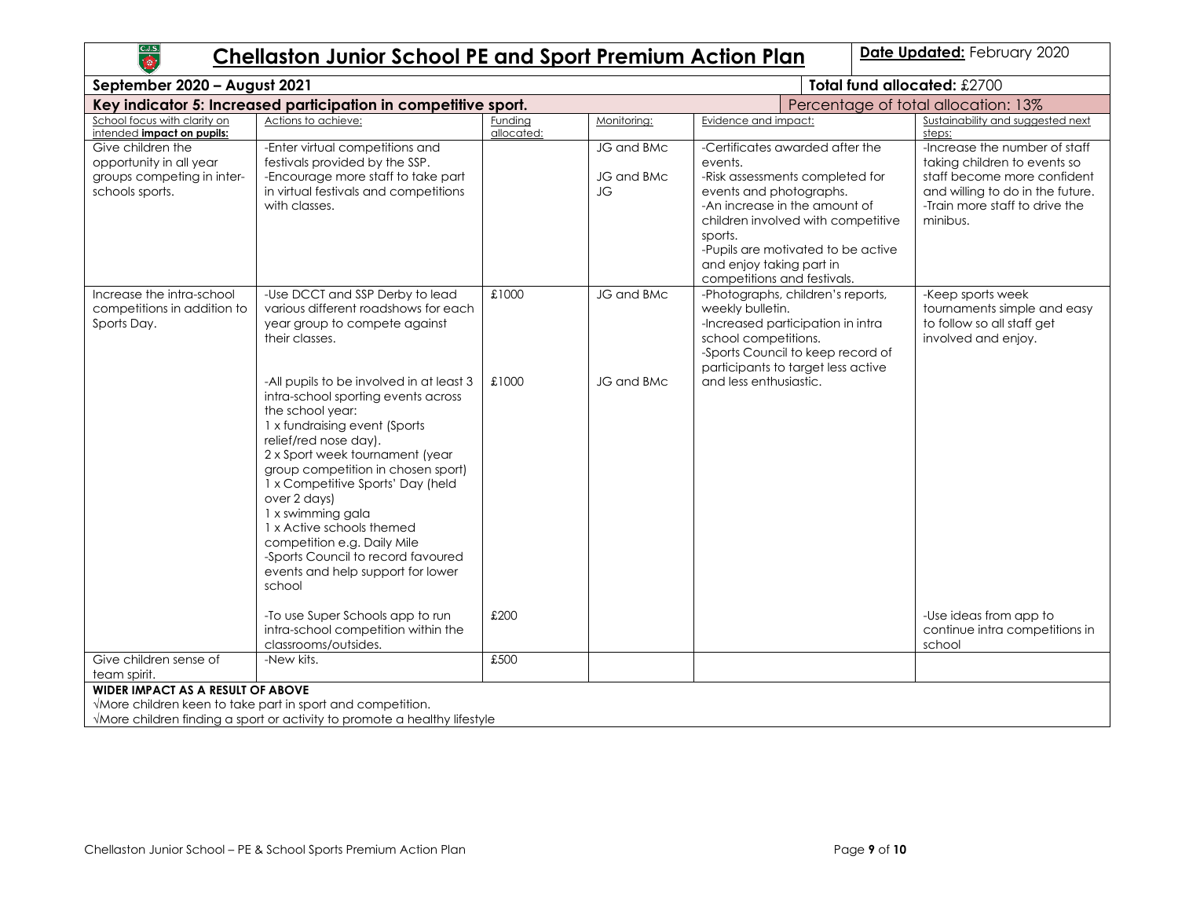# Chellaston Junior School PE and Sport Premium Action Plan

**Date Updated:** February 2020

**September 2020 – August 2021**

**Total fund allocated:** £2700

**Key indicator 5: Increased participation in competitive sport.**

Percentage of total allocation: 13%

| School focus with clarity on intended **impact on pupils:** | Actions to achieve: | Funding allocated: | Monitoring: | Evidence and impact: | Sustainability and suggested next steps: |
| --- | --- | --- | --- | --- | --- |
| Give children the opportunity in all year groups competing in inter-schools sports. | -Enter virtual competitions and festivals provided by the SSP.<br>-Encourage more staff to take part in virtual festivals and competitions with classes. | | JG and BMc<br>JG and BMc<br>JG | -Certificates awarded after the events.<br>-Risk assessments completed for events and photographs.<br>-An increase in the amount of children involved with competitive sports.<br>-Pupils are motivated to be active and enjoy taking part in competitions and festivals. | -Increase the number of staff taking children to events so staff become more confident and willing to do in the future.<br>-Train more staff to drive the minibus. |
| Increase the intra-school competitions in addition to Sports Day. | -Use DCCT and SSP Derby to lead various different roadshows for each year group to compete against their classes. | £1000 | JG and BMc | -Photographs, children's reports, weekly bulletin.<br>-Increased participation in intra school competitions.<br>-Sports Council to keep record of participants to target less active and less enthusiastic. | -Keep sports week tournaments simple and easy to follow so all staff get involved and enjoy. |
| | -All pupils to be involved in at least 3 intra-school sporting events across the school year:<br>1 x fundraising event (Sports relief/red nose day).<br>2 x Sport week tournament (year group competition in chosen sport)<br>1 x Competitive Sports' Day (held over 2 days)<br>1 x swimming gala<br>1 x Active schools themed competition e.g. Daily Mile<br>-Sports Council to record favoured events and help support for lower school | £1000 | JG and BMc | | |
| | -To use Super Schools app to run intra-school competition within the classrooms/outsides. | £200 | | | -Use ideas from app to continue intra competitions in school |
| Give children sense of team spirit. | -New kits. | £500 | | | |

**WIDER IMPACT AS A RESULT OF ABOVE**

√More children keen to take part in sport and competition.

√More children finding a sport or activity to promote a healthy lifestyle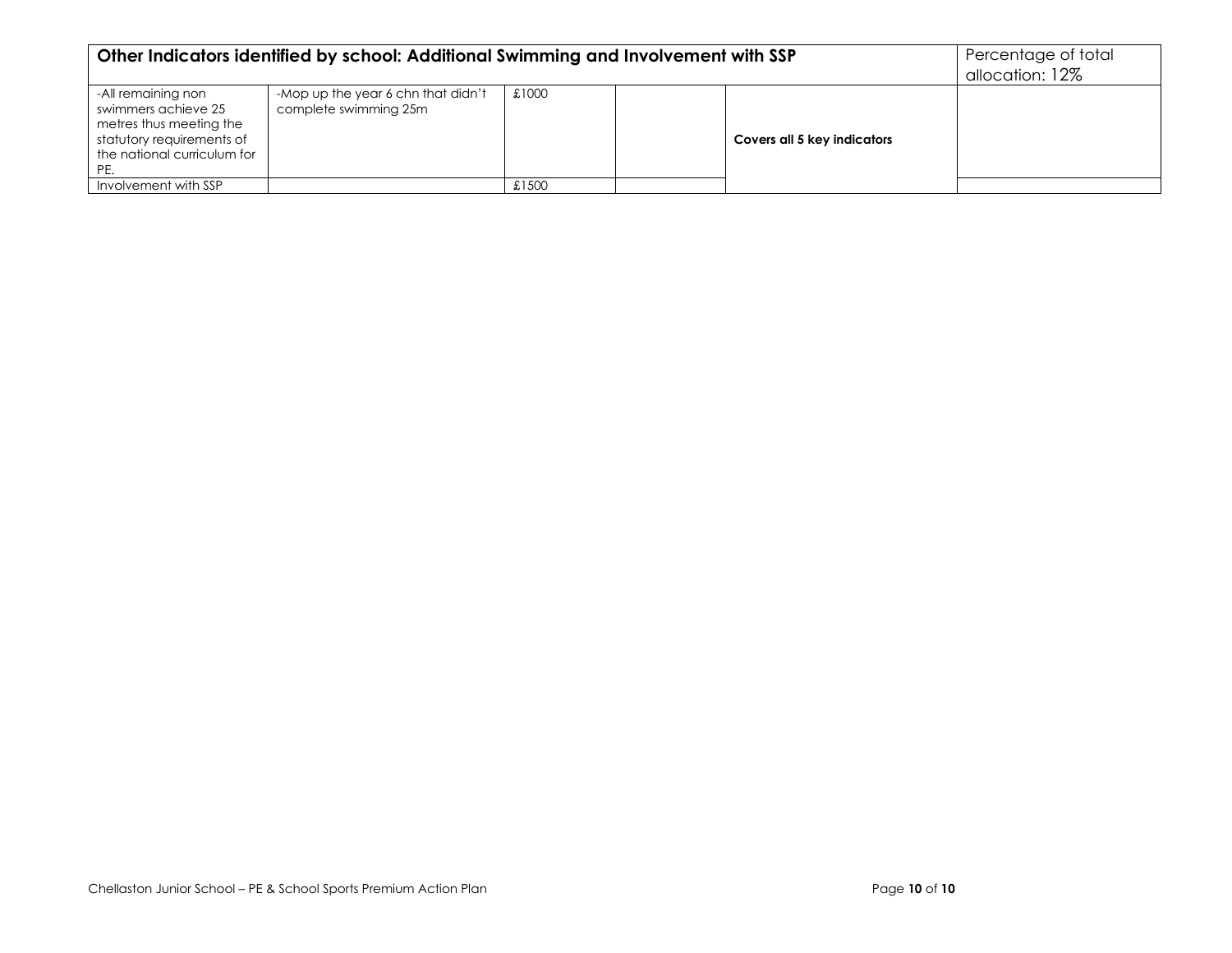| Other Indicators identified by school: Additional Swimming and Involvement with SSP | | | | | Percentage of total allocation: 12% |
|---|---|---|---|---|---|
| -All remaining non swimmers achieve 25 metres thus meeting the statutory requirements of the national curriculum for PE. | -Mop up the year 6 chn that didn't complete swimming 25m | £1000 | | **Covers all 5 key indicators** | |
| Involvement with SSP | | £1500 | | | |